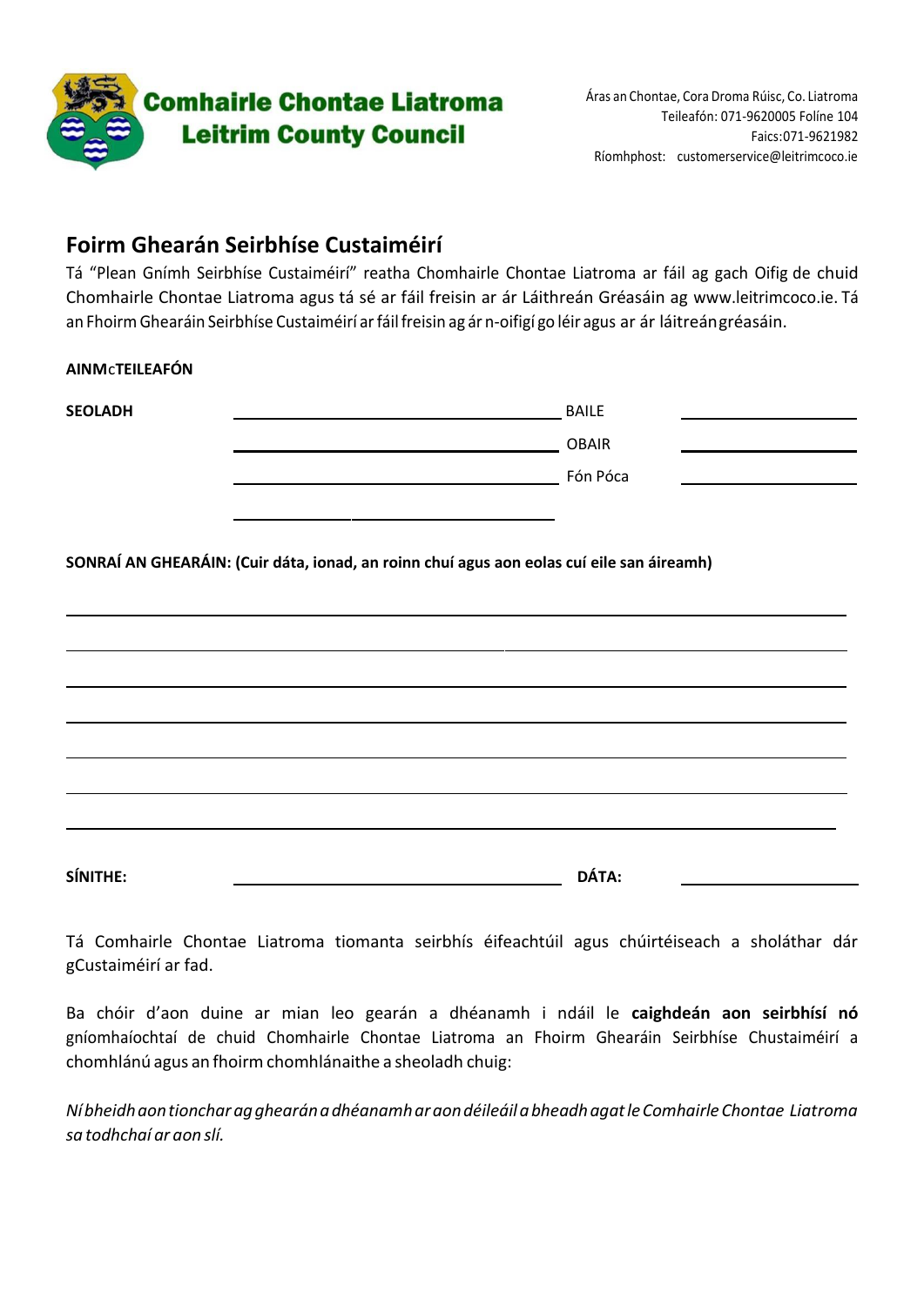**Comhairle Chontae Liatroma**
**Leitrim County Council**

Áras an Chontae, Cora Droma Rúisc, Co. Liatroma
Teileafón: 071-9620005 Folíne 104
Faics:071-9621982
Ríomhphost: customerservice@leitrimcoco.ie

## Foirm Ghearán Seirbhíse Custaiméirí

Tá "Plean Gnímh Seirbhíse Custaiméirí" reatha Chomhairle Chontae Liatroma ar fáil ag gach Oifig de chuid Chomhairle Chontae Liatroma agus tá sé ar fáil freisin ar ár Láithreán Gréasáin ag www.leitrimcoco.ie. Tá an Fhoirm Ghearáin Seirbhíse Custaiméirí ar fáil freisin ag ár n-oifigí go léir agus ar ár láitreángréasáin.

**AINM** **TEILEAFÓN**

**SEOLADH** \_\_\_\_\_\_\_\_\_\_\_\_\_\_\_\_\_\_\_\_\_\_\_\_\_\_\_\_ BAILE \_\_\_\_\_\_\_\_\_\_\_\_

\_\_\_\_\_\_\_\_\_\_\_\_\_\_\_\_\_\_\_\_\_\_\_\_\_\_\_\_ OBAIR \_\_\_\_\_\_\_\_\_\_\_\_

\_\_\_\_\_\_\_\_\_\_\_\_\_\_\_\_\_\_\_\_\_\_\_\_\_\_\_\_ Fón Póca \_\_\_\_\_\_\_\_\_\_\_\_

\_\_\_\_\_\_\_\_\_\_\_\_\_\_\_\_\_\_\_\_\_\_\_\_\_\_\_\_

**SONRAÍ AN GHEARÁIN: (Cuir dáta, ionad, an roinn chuí agus aon eolas cuí eile san áireamh)**

\_\_\_\_\_\_\_\_\_\_\_\_\_\_\_\_\_\_\_\_\_\_\_\_\_\_\_\_\_\_\_\_\_\_\_\_\_\_\_\_\_\_\_\_\_\_\_\_\_\_\_\_\_\_\_\_\_\_

\_\_\_\_\_\_\_\_\_\_\_\_\_\_\_\_\_\_\_\_\_\_\_\_\_\_\_\_\_\_\_\_\_\_\_\_\_\_\_\_\_\_\_\_\_\_\_\_\_\_\_\_\_\_\_\_\_\_

\_\_\_\_\_\_\_\_\_\_\_\_\_\_\_\_\_\_\_\_\_\_\_\_\_\_\_\_\_\_\_\_\_\_\_\_\_\_\_\_\_\_\_\_\_\_\_\_\_\_\_\_\_\_\_\_\_\_

\_\_\_\_\_\_\_\_\_\_\_\_\_\_\_\_\_\_\_\_\_\_\_\_\_\_\_\_\_\_\_\_\_\_\_\_\_\_\_\_\_\_\_\_\_\_\_\_\_\_\_\_\_\_\_\_\_\_

\_\_\_\_\_\_\_\_\_\_\_\_\_\_\_\_\_\_\_\_\_\_\_\_\_\_\_\_\_\_\_\_\_\_\_\_\_\_\_\_\_\_\_\_\_\_\_\_\_\_\_\_\_\_\_\_\_\_

\_\_\_\_\_\_\_\_\_\_\_\_\_\_\_\_\_\_\_\_\_\_\_\_\_\_\_\_\_\_\_\_\_\_\_\_\_\_\_\_\_\_\_\_\_\_\_\_\_\_\_\_\_\_\_\_\_\_

\_\_\_\_\_\_\_\_\_\_\_\_\_\_\_\_\_\_\_\_\_\_\_\_\_\_\_\_\_\_\_\_\_\_\_\_\_\_\_\_\_\_\_\_\_\_\_\_\_\_\_\_\_\_\_\_\_\_

**SÍNITHE:** \_\_\_\_\_\_\_\_\_\_\_\_\_\_\_\_\_\_\_\_\_\_\_\_\_\_\_\_ **DÁTA:** \_\_\_\_\_\_\_\_\_\_\_\_

Tá Comhairle Chontae Liatroma tiomanta seirbhís éifeachtúil agus chúirtéiseach a sholáthar dár gCustaiméirí ar fad.

Ba chóir d'aon duine ar mian leo gearán a dhéanamh i ndáil le **caighdeán aon seirbhísí nó** gníomhaíochtaí de chuid Chomhairle Chontae Liatroma an Fhoirm Ghearáin Seirbhíse Chustaiméirí a chomhlánú agus an fhoirm chomhlánaithe a sheoladh chuig:

*Ní bheidh aon tionchar ag ghearán a dhéanamh ar aon déileáil a bheadh agat le Comhairle Chontae Liatroma sa todhchaí ar aon slí.*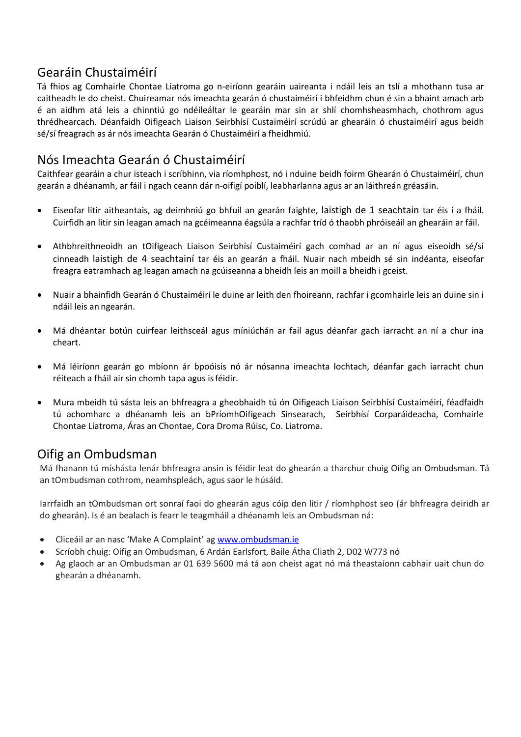## Gearáin Chustaiméirí

Tá fhios ag Comhairle Chontae Liatroma go n-eiríonn gearáin uaireanta i ndáil leis an tslí a mhothann tusa ar caitheadh le do cheist. Chuireamar nós imeachta gearán ó chustaiméirí i bhfeidhm chun é sin a bhaint amach arb é an aidhm atá leis a chinntiú go ndéileáltar le gearáin mar sin ar shlí chomhsheasmhach, chothrom agus thrédhearcach. Déanfaidh Oifigeach Liaison Seirbhísí Custaiméirí scrúdú ar ghearáin ó chustaiméirí agus beidh sé/sí freagrach as ár nós imeachta Gearán ó Chustaiméirí a fheidhmiú.

## Nós Imeachta Gearán ó Chustaiméirí

Caithfear gearáin a chur isteach i scríbhinn, via ríomhphost, nó i nduine beidh foirm Ghearán ó Chustaiméirí, chun gearán a dhéanamh, ar fáil i ngach ceann dár n-oifigí poiblí, leabharlanna agus ar an láithreán gréasáin.

- Eiseofar litir aitheantais, ag deimhniú go bhfuil an gearán faighte, laistigh de 1 seachtain tar éis í a fháil. Cuirfidh an litir sin leagan amach na gcéimeanna éagsúla a rachfar tríd ó thaobh phróiseáil an ghearáin ar fáil.

- Athbhreithneoidh an tOifigeach Liaison Seirbhísí Custaiméirí gach comhad ar an ní agus eiseoidh sé/sí cinneadh laistigh de 4 seachtainí tar éis an gearán a fháil. Nuair nach mbeidh sé sin indéanta, eiseofar freagra eatramhach ag leagan amach na gcúiseanna a bheidh leis an moill a bheidh i gceist.

- Nuair a bhainfidh Gearán ó Chustaiméirí le duine ar leith den fhoireann, rachfar i gcomhairle leis an duine sin i ndáil leis an ngearán.

- Má dhéantar botún cuirfear leithsceál agus míniúchán ar fail agus déanfar gach iarracht an ní a chur ina cheart.

- Má léiríonn gearán go mbíonn ár bpoóisis nó ár nósanna imeachta lochtach, déanfar gach iarracht chun réiteach a fháil air sin chomh tapa agus is féidir.

- Mura mbeidh tú sásta leis an bhfreagra a gheobhaidh tú ón Oifigeach Liaison Seirbhísí Custaiméirí, féadfaidh tú achomharc a dhéanamh leis an bPríomhOifigeach Sinsearach, Seirbhísí Corparáideacha, Comhairle Chontae Liatroma, Áras an Chontae, Cora Droma Rúisc, Co. Liatroma.

## Oifig an Ombudsman

Má fhanann tú míshásta lenár bhfreagra ansin is féidir leat do ghearán a tharchur chuig Oifig an Ombudsman. Tá an tOmbudsman cothrom, neamhspleách, agus saor le húsáid.

Iarrfaidh an tOmbudsman ort sonraí faoi do ghearán agus cóip den litir / ríomhphost seo (ár bhfreagra deiridh ar do ghearán). Is é an bealach is fearr le teagmháil a dhéanamh leis an Ombudsman ná:

- Cliceáil ar an nasc 'Make A Complaint' ag www.ombudsman.ie
- Scríobh chuig: Oifig an Ombudsman, 6 Ardán Earlsfort, Baile Átha Cliath 2, D02 W773 nó
- Ag glaoch ar an Ombudsman ar 01 639 5600 má tá aon cheist agat nó má theastaíonn cabhair uait chun do ghearán a dhéanamh.